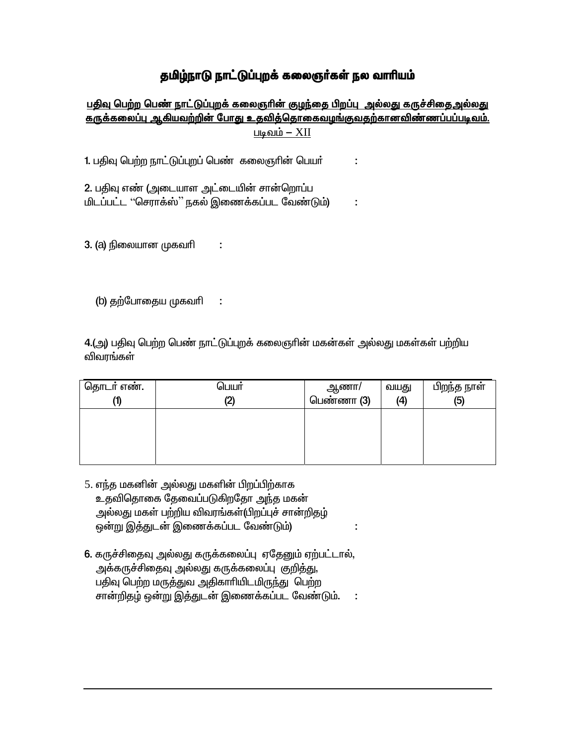# தமிழ்நாடு நாட்டுப்புறக் கலைஞர்கள் நல வாரியம்

**<u>பதிவு பெற்ற பெண் நாட்டுப்புறக் கலைஞரின் குழந்தை பிறப்பு அல்லது கருச்சிதைஅல்லது கருக்கலைப்பு ஆகியவற்றின் போது உதவித்தொகைவழங்குவதற்கானவிண்ணப்பப்படிவம்.</u>**

<u>படிவம் – XII</u>

1. பதிவு பெற்ற நாட்டுப்புறப் பெண் கலைஞரின் பெயர் :

2. பதிவு எண் (அடையாள அட்டையின் சான்றொப்ப மிடப்பட்ட ''செராக்ஸ்'' நகல் இணைக்கப்பட வேண்டும்) :

3. (a) நிலையான முகவரி :

   (b) தற்போதைய முகவரி :

4.(அ) பதிவு பெற்ற பெண் நாட்டுப்புறக் கலைஞரின் மகன்கள் அல்லது மகள்கள் பற்றிய விவரங்கள்

| தொடர் எண். (1) | பெயர் (2) | ஆணா/ பெண்ணா (3) | வயது (4) | பிறந்த நாள் (5) |
|---|---|---|---|---|
| | | | | |

5. எந்த மகனின் அல்லது மகளின் பிறப்பிற்காக உதவிதொகை தேவைப்படுகிறதோ அந்த மகன் அல்லது மகள் பற்றிய விவரங்கள்(பிறப்புச் சான்றிதழ் ஒன்று இத்துடன் இணைக்கப்பட வேண்டும்) :

6. கருச்சிதைவு அல்லது கருக்கலைப்பு ஏதேனும் ஏற்பட்டால், அக்கருச்சிதைவு அல்லது கருக்கலைப்பு குறித்து, பதிவு பெற்ற மருத்துவ அதிகாரியிடமிருந்து பெற்ற சான்றிதழ் ஒன்று இத்துடன் இணைக்கப்பட வேண்டும். :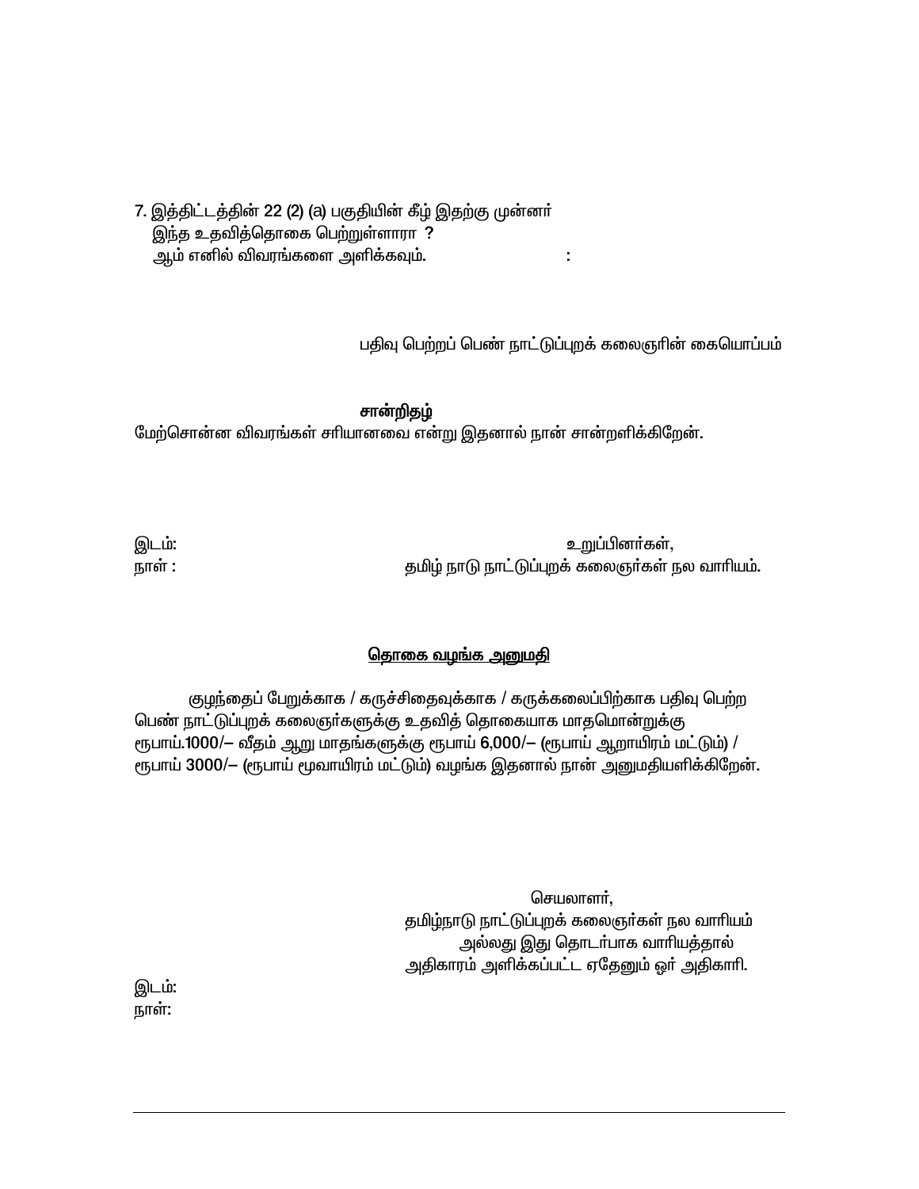7. இத்திட்டத்தின் 22 (2) (a) பகுதியின் கீழ் இதற்கு முன்னர் இந்த உதவித்தொகை பெற்றுள்ளாரா ? ஆம் எனில் விவரங்களை அளிக்கவும். :

பதிவு பெற்றப் பெண் நாட்டுப்புறக் கலைஞரின் கையொப்பம்

**சான்றிதழ்**

மேற்சொன்ன விவரங்கள் சரியானவை என்று இதனால் நான் சான்றளிக்கிறேன்.

இடம்:
நாள் :

உறுப்பினர்கள்,
தமிழ் நாடு நாட்டுப்புறக் கலைஞர்கள் நல வாரியம்.

**தொகை வழங்க அனுமதி**

குழந்தைப் பேறுக்காக / கருச்சிதைவுக்காக / கருக்கலைப்பிற்காக பதிவு பெற்ற பெண் நாட்டுப்புறக் கலைஞர்களுக்கு உதவித் தொகையாக மாதமொன்றுக்கு ரூபாய்.1000/– வீதம் ஆறு மாதங்களுக்கு ரூபாய் 6,000/– (ரூபாய் ஆறாயிரம் மட்டும்) / ரூபாய் 3000/– (ரூபாய் மூவாயிரம் மட்டும்) வழங்க இதனால் நான் அனுமதியளிக்கிறேன்.

செயலாளர்,
தமிழ்நாடு நாட்டுப்புறக் கலைஞர்கள் நல வாரியம்
அல்லது இது தொடர்பாக வாரியத்தால்
அதிகாரம் அளிக்கப்பட்ட ஏதேனும் ஓர் அதிகாரி.

இடம்:
நாள்: